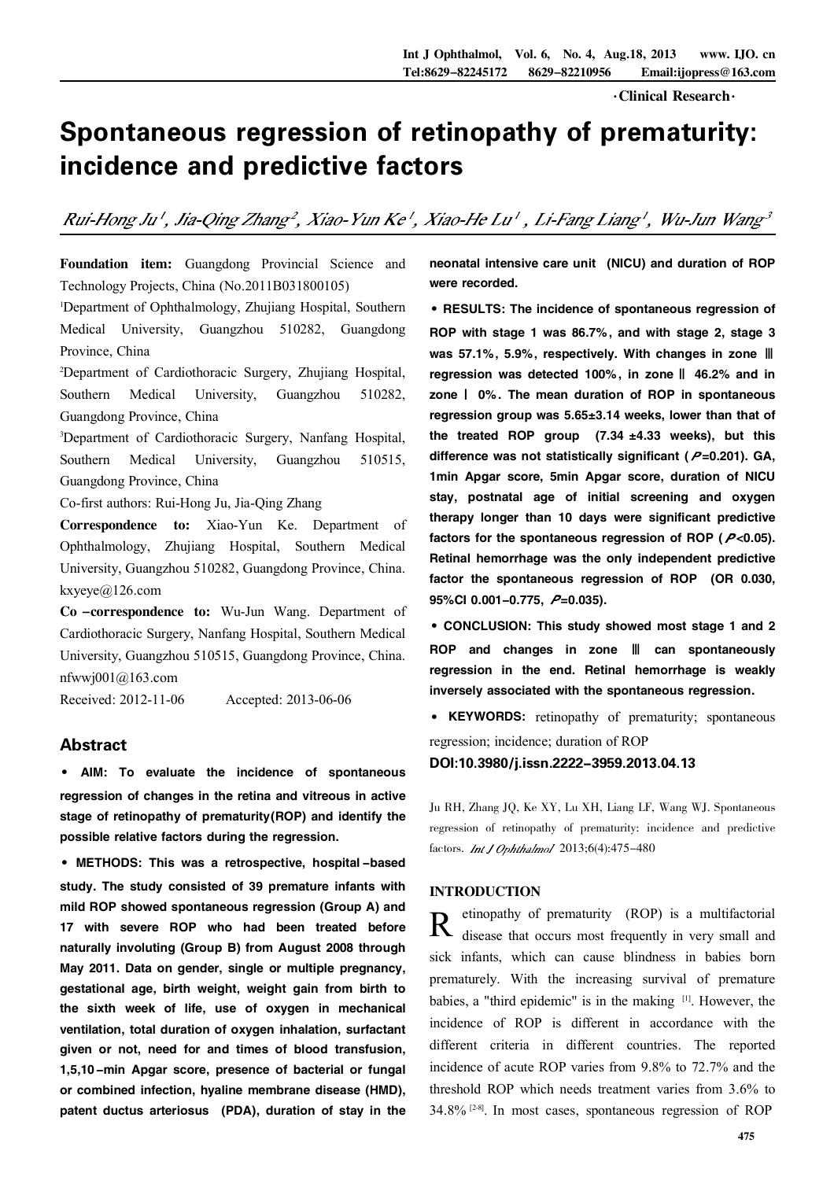·Clinical Research·

# Spontaneous regression of retinopathy of prematurity: incidence and predictive factors

*Rui-Hong Ju[1], Jia-Qing Zhang[2], Xiao-Yun Ke[1], Xiao-He Lu[1], Li-Fang Liang[1], Wu-Jun Wang[3]*

**Foundation item:** Guangdong Provincial Science and Technology Projects, China (No.2011B031800105)

[1]Department of Ophthalmology, Zhujiang Hospital, Southern Medical University, Guangzhou 510282, Guangdong Province, China

[2]Department of Cardiothoracic Surgery, Zhujiang Hospital, Southern Medical University, Guangzhou 510282, Guangdong Province, China

[3]Department of Cardiothoracic Surgery, Nanfang Hospital, Southern Medical University, Guangzhou 510515, Guangdong Province, China

Co-first authors: Rui-Hong Ju, Jia-Qing Zhang

**Correspondence to:** Xiao-Yun Ke. Department of Ophthalmology, Zhujiang Hospital, Southern Medical University, Guangzhou 510282, Guangdong Province, China. kxyeye@126.com

**Co-correspondence to:** Wu-Jun Wang. Department of Cardiothoracic Surgery, Nanfang Hospital, Southern Medical University, Guangzhou 510515, Guangdong Province, China. nfwwj001@163.com

Received: 2012-11-06 Accepted: 2013-06-06

## Abstract

**• AIM: To evaluate the incidence of spontaneous regression of changes in the retina and vitreous in active stage of retinopathy of prematurity(ROP) and identify the possible relative factors during the regression.**

**• METHODS: This was a retrospective, hospital-based study. The study consisted of 39 premature infants with mild ROP showed spontaneous regression (Group A) and 17 with severe ROP who had been treated before naturally involuting (Group B) from August 2008 through May 2011. Data on gender, single or multiple pregnancy, gestational age, birth weight, weight gain from birth to the sixth week of life, use of oxygen in mechanical ventilation, total duration of oxygen inhalation, surfactant given or not, need for and times of blood transfusion, 1,5,10-min Apgar score, presence of bacterial or fungal or combined infection, hyaline membrane disease (HMD), patent ductus arteriosus (PDA), duration of stay in the neonatal intensive care unit (NICU) and duration of ROP were recorded.**

**• RESULTS: The incidence of spontaneous regression of ROP with stage 1 was 86.7%, and with stage 2, stage 3 was 57.1%, 5.9%, respectively. With changes in zone Ⅲ regression was detected 100%, in zone Ⅱ 46.2% and in zone Ⅰ 0%. The mean duration of ROP in spontaneous regression group was 5.65±3.14 weeks, lower than that of the treated ROP group (7.34±4.33 weeks), but this difference was not statistically significant (*P*=0.201). GA, 1min Apgar score, 5min Apgar score, duration of NICU stay, postnatal age of initial screening and oxygen therapy longer than 10 days were significant predictive factors for the spontaneous regression of ROP (*P*<0.05). Retinal hemorrhage was the only independent predictive factor the spontaneous regression of ROP (OR 0.030, 95%CI 0.001-0.775, *P*=0.035).**

**• CONCLUSION: This study showed most stage 1 and 2 ROP and changes in zone Ⅲ can spontaneously regression in the end. Retinal hemorrhage is weakly inversely associated with the spontaneous regression.**

**• KEYWORDS:** retinopathy of prematurity; spontaneous regression; incidence; duration of ROP

**DOI:10.3980/j.issn.2222-3959.2013.04.13**

Ju RH, Zhang JQ, Ke XY, Lu XH, Liang LF, Wang WJ. Spontaneous regression of retinopathy of prematurity: incidence and predictive factors. *Int J Ophthalmol* 2013;6(4):475-480

## INTRODUCTION

Retinopathy of prematurity (ROP) is a multifactorial disease that occurs most frequently in very small and sick infants, which can cause blindness in babies born prematurely. With the increasing survival of premature babies, a "third epidemic" is in the making [1]. However, the incidence of ROP is different in accordance with the different criteria in different countries. The reported incidence of acute ROP varies from 9.8% to 72.7% and the threshold ROP which needs treatment varies from 3.6% to 34.8% [2-8]. In most cases, spontaneous regression of ROP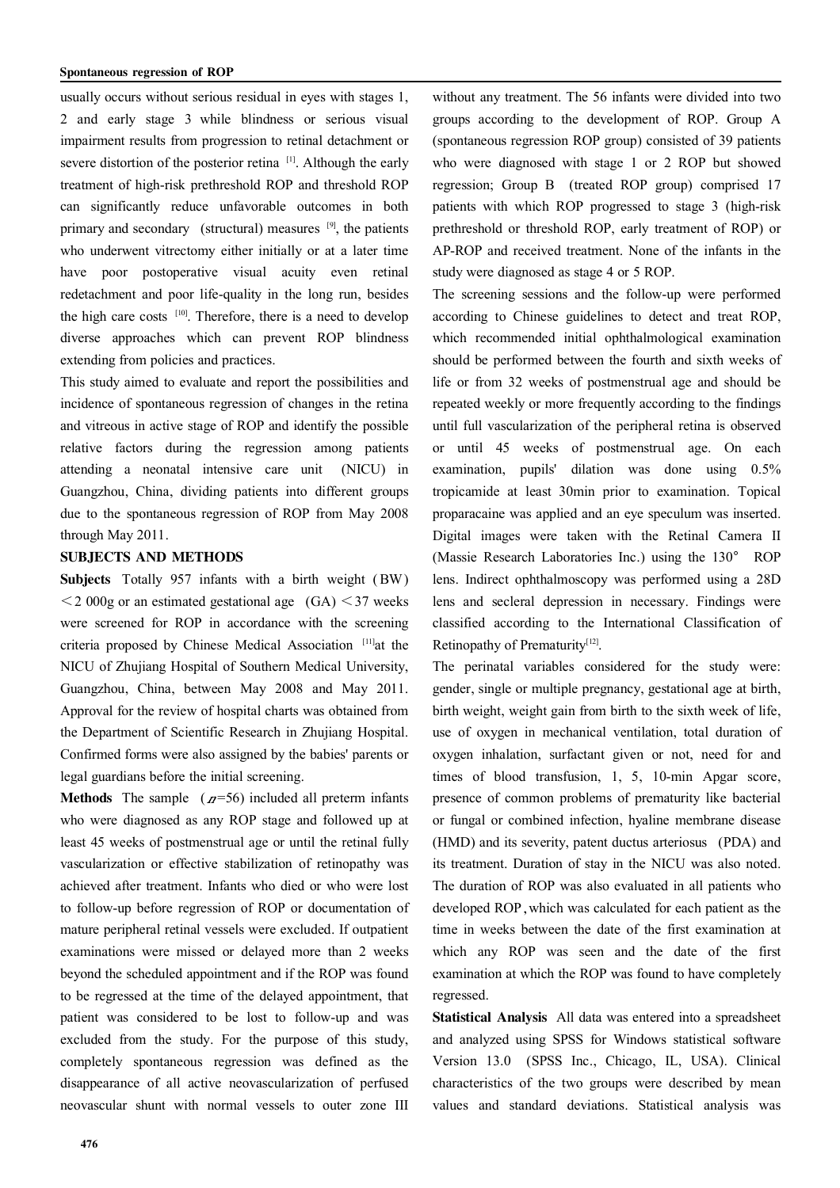usually occurs without serious residual in eyes with stages 1, 2 and early stage 3 while blindness or serious visual impairment results from progression to retinal detachment or severe distortion of the posterior retina [1]. Although the early treatment of high-risk prethreshold ROP and threshold ROP can significantly reduce unfavorable outcomes in both primary and secondary (structural) measures [9], the patients who underwent vitrectomy either initially or at a later time have poor postoperative visual acuity even retinal redetachment and poor life-quality in the long run, besides the high care costs [10]. Therefore, there is a need to develop diverse approaches which can prevent ROP blindness extending from policies and practices.

This study aimed to evaluate and report the possibilities and incidence of spontaneous regression of changes in the retina and vitreous in active stage of ROP and identify the possible relative factors during the regression among patients attending a neonatal intensive care unit (NICU) in Guangzhou, China, dividing patients into different groups due to the spontaneous regression of ROP from May 2008 through May 2011.

## SUBJECTS AND METHODS

**Subjects** Totally 957 infants with a birth weight (BW) <2 000g or an estimated gestational age (GA) <37 weeks were screened for ROP in accordance with the screening criteria proposed by Chinese Medical Association [11] at the NICU of Zhujiang Hospital of Southern Medical University, Guangzhou, China, between May 2008 and May 2011. Approval for the review of hospital charts was obtained from the Department of Scientific Research in Zhujiang Hospital. Confirmed forms were also assigned by the babies' parents or legal guardians before the initial screening.

**Methods** The sample ($n$=56) included all preterm infants who were diagnosed as any ROP stage and followed up at least 45 weeks of postmenstrual age or until the retinal fully vascularization or effective stabilization of retinopathy was achieved after treatment. Infants who died or who were lost to follow-up before regression of ROP or documentation of mature peripheral retinal vessels were excluded. If outpatient examinations were missed or delayed more than 2 weeks beyond the scheduled appointment and if the ROP was found to be regressed at the time of the delayed appointment, that patient was considered to be lost to follow-up and was excluded from the study. For the purpose of this study, completely spontaneous regression was defined as the disappearance of all active neovascularization of perfused neovascular shunt with normal vessels to outer zone III without any treatment. The 56 infants were divided into two groups according to the development of ROP. Group A (spontaneous regression ROP group) consisted of 39 patients who were diagnosed with stage 1 or 2 ROP but showed regression; Group B (treated ROP group) comprised 17 patients with which ROP progressed to stage 3 (high-risk prethreshold or threshold ROP, early treatment of ROP) or AP-ROP and received treatment. None of the infants in the study were diagnosed as stage 4 or 5 ROP.

The screening sessions and the follow-up were performed according to Chinese guidelines to detect and treat ROP, which recommended initial ophthalmological examination should be performed between the fourth and sixth weeks of life or from 32 weeks of postmenstrual age and should be repeated weekly or more frequently according to the findings until full vascularization of the peripheral retina is observed or until 45 weeks of postmenstrual age. On each examination, pupils' dilation was done using 0.5% tropicamide at least 30min prior to examination. Topical proparacaine was applied and an eye speculum was inserted. Digital images were taken with the Retinal Camera II (Massie Research Laboratories Inc.) using the 130° ROP lens. Indirect ophthalmoscopy was performed using a 28D lens and secleral depression in necessary. Findings were classified according to the International Classification of Retinopathy of Prematurity[12].

The perinatal variables considered for the study were: gender, single or multiple pregnancy, gestational age at birth, birth weight, weight gain from birth to the sixth week of life, use of oxygen in mechanical ventilation, total duration of oxygen inhalation, surfactant given or not, need for and times of blood transfusion, 1, 5, 10-min Apgar score, presence of common problems of prematurity like bacterial or fungal or combined infection, hyaline membrane disease (HMD) and its severity, patent ductus arteriosus (PDA) and its treatment. Duration of stay in the NICU was also noted. The duration of ROP was also evaluated in all patients who developed ROP, which was calculated for each patient as the time in weeks between the date of the first examination at which any ROP was seen and the date of the first examination at which the ROP was found to have completely regressed.

**Statistical Analysis** All data was entered into a spreadsheet and analyzed using SPSS for Windows statistical software Version 13.0 (SPSS Inc., Chicago, IL, USA). Clinical characteristics of the two groups were described by mean values and standard deviations. Statistical analysis was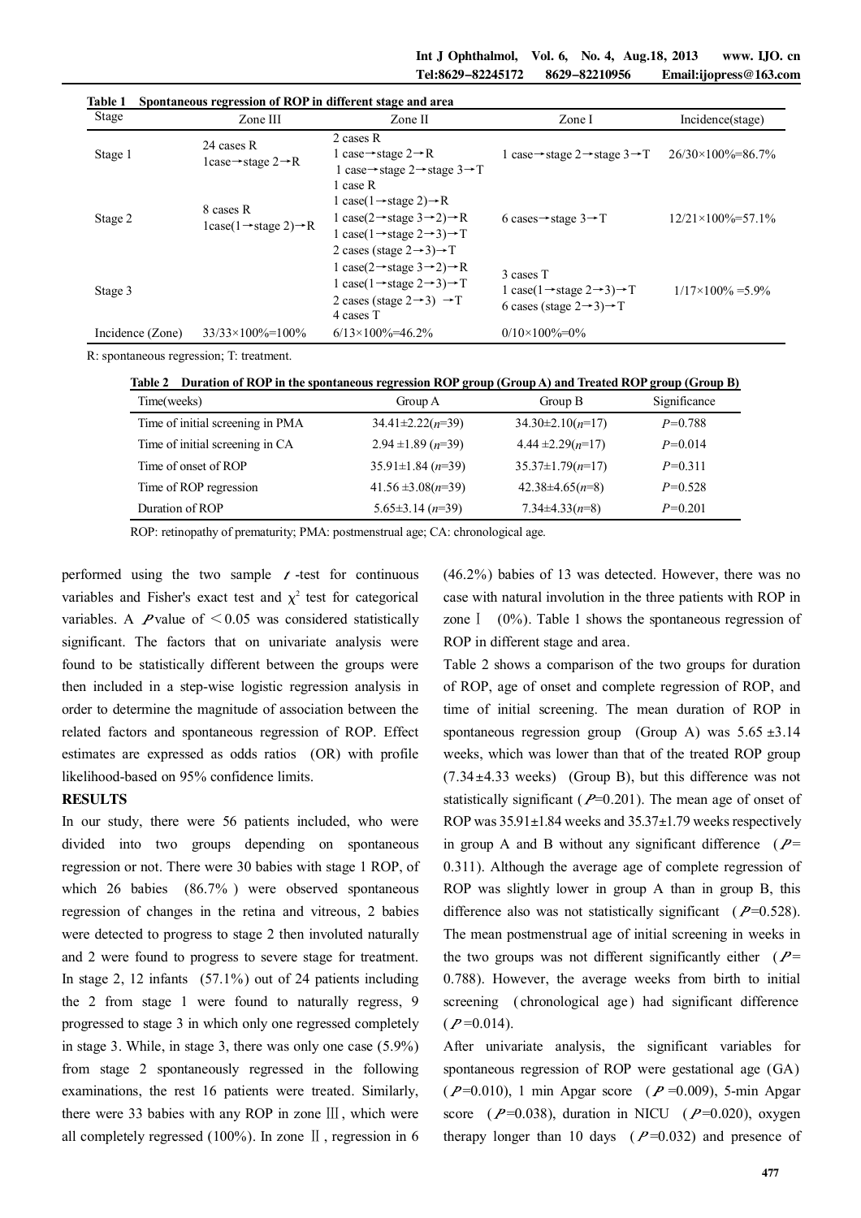**Table 1 Spontaneous regression of ROP in different stage and area**

| Stage | Zone III | Zone II | Zone I | Incidence(stage) |
|---|---|---|---|---|
| Stage 1 | 24 cases R<br>1case→stage 2→R | 2 cases R<br>1 case→stage 2→R<br>1 case→stage 2→stage 3→T | 1 case→stage 2→stage 3→T | 26/30×100%=86.7% |
| Stage 2 | 8 cases R<br>1case(1→stage 2)→R | 1 case R<br>1 case(1→stage 2)→R<br>1 case(2→stage 3→2)→R<br>1 case(1→stage 2→3)→T<br>2 cases (stage 2→3)→T | 6 cases→stage 3→T | 12/21×100%=57.1% |
| Stage 3 | | 1 case(2→stage 3→2)→R<br>1 case(1→stage 2→3)→T<br>2 cases (stage 2→3) →T<br>4 cases T | 3 cases T<br>1 case(1→stage 2→3)→T<br>6 cases (stage 2→3)→T | 1/17×100% =5.9% |
| Incidence (Zone) | 33/33×100%=100% | 6/13×100%=46.2% | 0/10×100%=0% | |

R: spontaneous regression; T: treatment.

**Table 2 Duration of ROP in the spontaneous regression ROP group (Group A) and Treated ROP group (Group B)**

| Time(weeks) | Group A | Group B | Significance |
|---|---|---|---|
| Time of initial screening in PMA | 34.41±2.22($n$=39) | 34.30±2.10($n$=17) | $P$=0.788 |
| Time of initial screening in CA | 2.94 ±1.89 ($n$=39) | 4.44 ±2.29($n$=17) | $P$=0.014 |
| Time of onset of ROP | 35.91±1.84 ($n$=39) | 35.37±1.79($n$=17) | $P$=0.311 |
| Time of ROP regression | 41.56 ±3.08($n$=39) | 42.38±4.65($n$=8) | $P$=0.528 |
| Duration of ROP | 5.65±3.14 ($n$=39) | 7.34±4.33($n$=8) | $P$=0.201 |

ROP: retinopathy of prematurity; PMA: postmenstrual age; CA: chronological age.

performed using the two sample $t$-test for continuous variables and Fisher's exact test and $\chi^2$ test for categorical variables. A $P$ value of $<0.05$ was considered statistically significant. The factors that on univariate analysis were found to be statistically different between the groups were then included in a step-wise logistic regression analysis in order to determine the magnitude of association between the related factors and spontaneous regression of ROP. Effect estimates are expressed as odds ratios (OR) with profile likelihood-based on 95% confidence limits.

## RESULTS

In our study, there were 56 patients included, who were divided into two groups depending on spontaneous regression or not. There were 30 babies with stage 1 ROP, of which 26 babies (86.7%) were observed spontaneous regression of changes in the retina and vitreous, 2 babies were detected to progress to stage 2 then involuted naturally and 2 were found to progress to severe stage for treatment. In stage 2, 12 infants (57.1%) out of 24 patients including the 2 from stage 1 were found to naturally regress, 9 progressed to stage 3 in which only one regressed completely in stage 3. While, in stage 3, there was only one case (5.9%) from stage 2 spontaneously regressed in the following examinations, the rest 16 patients were treated. Similarly, there were 33 babies with any ROP in zone Ⅲ, which were all completely regressed (100%). In zone Ⅱ, regression in 6 (46.2%) babies of 13 was detected. However, there was no case with natural involution in the three patients with ROP in zone Ⅰ (0%). Table 1 shows the spontaneous regression of ROP in different stage and area.

Table 2 shows a comparison of the two groups for duration of ROP, age of onset and complete regression of ROP, and time of initial screening. The mean duration of ROP in spontaneous regression group (Group A) was 5.65 ±3.14 weeks, which was lower than that of the treated ROP group (7.34±4.33 weeks) (Group B), but this difference was not statistically significant ($P$=0.201). The mean age of onset of ROP was 35.91±1.84 weeks and 35.37±1.79 weeks respectively in group A and B without any significant difference ($P$=0.311). Although the average age of complete regression of ROP was slightly lower in group A than in group B, this difference also was not statistically significant ($P$=0.528). The mean postmenstrual age of initial screening in weeks in the two groups was not different significantly either ($P$=0.788). However, the average weeks from birth to initial screening (chronological age) had significant difference ($P$=0.014).

After univariate analysis, the significant variables for spontaneous regression of ROP were gestational age (GA) ($P$=0.010), 1 min Apgar score ($P$=0.009), 5-min Apgar score ($P$=0.038), duration in NICU ($P$=0.020), oxygen therapy longer than 10 days ($P$=0.032) and presence of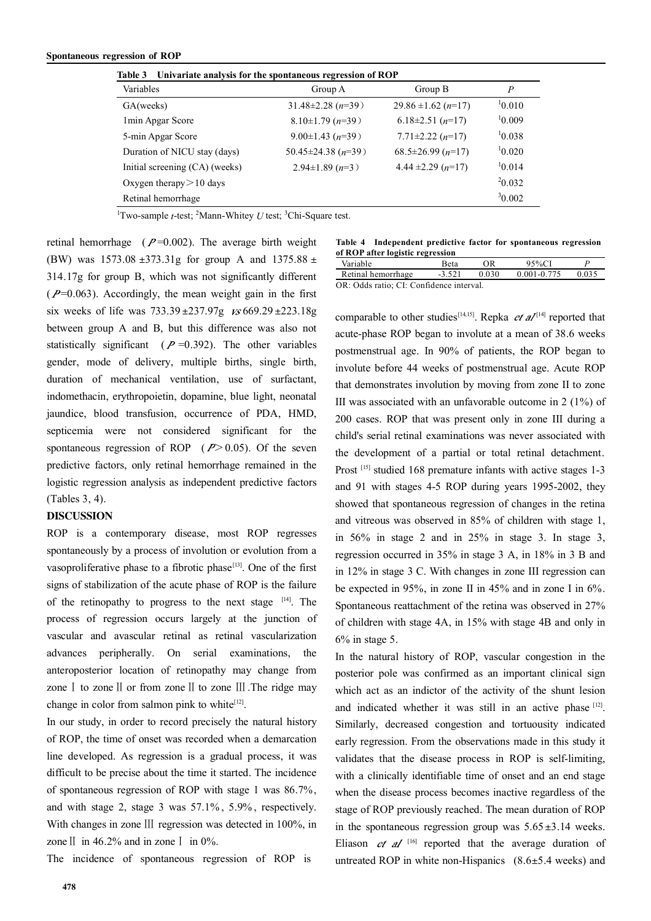**Table 3 Univariate analysis for the spontaneous regression of ROP**

| Variables | Group A | Group B | *P* |
|---|---|---|---|
| GA(weeks) | 31.48±2.28 (*n*=39） | 29.86 ±1.62 (*n*=17) | $^{1}$0.010 |
| 1min Apgar Score | 8.10±1.79 (*n*=39） | 6.18±2.51 (*n*=17) | $^{1}$0.009 |
| 5-min Apgar Score | 9.00±1.43 (*n*=39） | 7.71±2.22 (*n*=17) | $^{1}$0.038 |
| Duration of NICU stay (days) | 50.45±24.38 (*n*=39） | 68.5±26.99 (*n*=17) | $^{1}$0.020 |
| Initial screening (CA) (weeks) | 2.94±1.89 (*n*=3） | 4.44 ±2.29 (*n*=17) | $^{1}$0.014 |
| Oxygen therapy＞10 days | | | $^{2}$0.032 |
| Retinal hemorrhage | | | $^{3}$0.002 |

$^{1}$Two-sample *t*-test; $^{2}$Mann-Whitey *U* test; $^{3}$Chi-Square test.

retinal hemorrhage ($P$=0.002). The average birth weight (BW) was 1573.08 ±373.31g for group A and 1375.88 ± 314.17g for group B, which was not significantly different ($P$=0.063). Accordingly, the mean weight gain in the first six weeks of life was 733.39±237.97g *vs* 669.29±223.18g between group A and B, but this difference was also not statistically significant ($P$=0.392). The other variables gender, mode of delivery, multiple births, single birth, duration of mechanical ventilation, use of surfactant, indomethacin, erythropoietin, dopamine, blue light, neonatal jaundice, blood transfusion, occurrence of PDA, HMD, septicemia were not considered significant for the spontaneous regression of ROP ($P$>0.05). Of the seven predictive factors, only retinal hemorrhage remained in the logistic regression analysis as independent predictive factors (Tables 3, 4).

**Table 4 Independent predictive factor for spontaneous regression of ROP after logistic regression**

| Variable | Beta | OR | 95%CI | *P* |
|---|---|---|---|---|
| Retinal hemorrhage | -3.521 | 0.030 | 0.001-0.775 | 0.035 |

OR: Odds ratio; CI: Confidence interval.

## DISCUSSION

ROP is a contemporary disease, most ROP regresses spontaneously by a process of involution or evolution from a vasoproliferative phase to a fibrotic phase[13]. One of the first signs of stabilization of the acute phase of ROP is the failure of the retinopathy to progress to the next stage [14]. The process of regression occurs largely at the junction of vascular and avascular retinal as retinal vascularization advances peripherally. On serial examinations, the anteroposterior location of retinopathy may change from zone Ⅰ to zone Ⅱ or from zone Ⅱ to zone Ⅲ. The ridge may change in color from salmon pink to white[12].

In our study, in order to record precisely the natural history of ROP, the time of onset was recorded when a demarcation line developed. As regression is a gradual process, it was difficult to be precise about the time it started. The incidence of spontaneous regression of ROP with stage 1 was 86.7%, and with stage 2, stage 3 was 57.1%, 5.9%, respectively. With changes in zone Ⅲ regression was detected in 100%, in zone Ⅱ in 46.2% and in zone Ⅰ in 0%.

The incidence of spontaneous regression of ROP is comparable to other studies[14,15]. Repka *et al*[14] reported that acute-phase ROP began to involute at a mean of 38.6 weeks postmenstrual age. In 90% of patients, the ROP began to involute before 44 weeks of postmenstrual age. Acute ROP that demonstrates involution by moving from zone II to zone III was associated with an unfavorable outcome in 2 (1%) of 200 cases. ROP that was present only in zone III during a child's serial retinal examinations was never associated with the development of a partial or total retinal detachment. Prost [15] studied 168 premature infants with active stages 1-3 and 91 with stages 4-5 ROP during years 1995-2002, they showed that spontaneous regression of changes in the retina and vitreous was observed in 85% of children with stage 1, in 56% in stage 2 and in 25% in stage 3. In stage 3, regression occurred in 35% in stage 3 A, in 18% in 3 B and in 12% in stage 3 C. With changes in zone III regression can be expected in 95%, in zone II in 45% and in zone I in 6%. Spontaneous reattachment of the retina was observed in 27% of children with stage 4A, in 15% with stage 4B and only in 6% in stage 5.

In the natural history of ROP, vascular congestion in the posterior pole was confirmed as an important clinical sign which act as an indictor of the activity of the shunt lesion and indicated whether it was still in an active phase [12]. Similarly, decreased congestion and tortuousity indicated early regression. From the observations made in this study it validates that the disease process in ROP is self-limiting, with a clinically identifiable time of onset and an end stage when the disease process becomes inactive regardless of the stage of ROP previously reached. The mean duration of ROP in the spontaneous regression group was 5.65±3.14 weeks. Eliason *et al* [16] reported that the average duration of untreated ROP in white non-Hispanics (8.6±5.4 weeks) and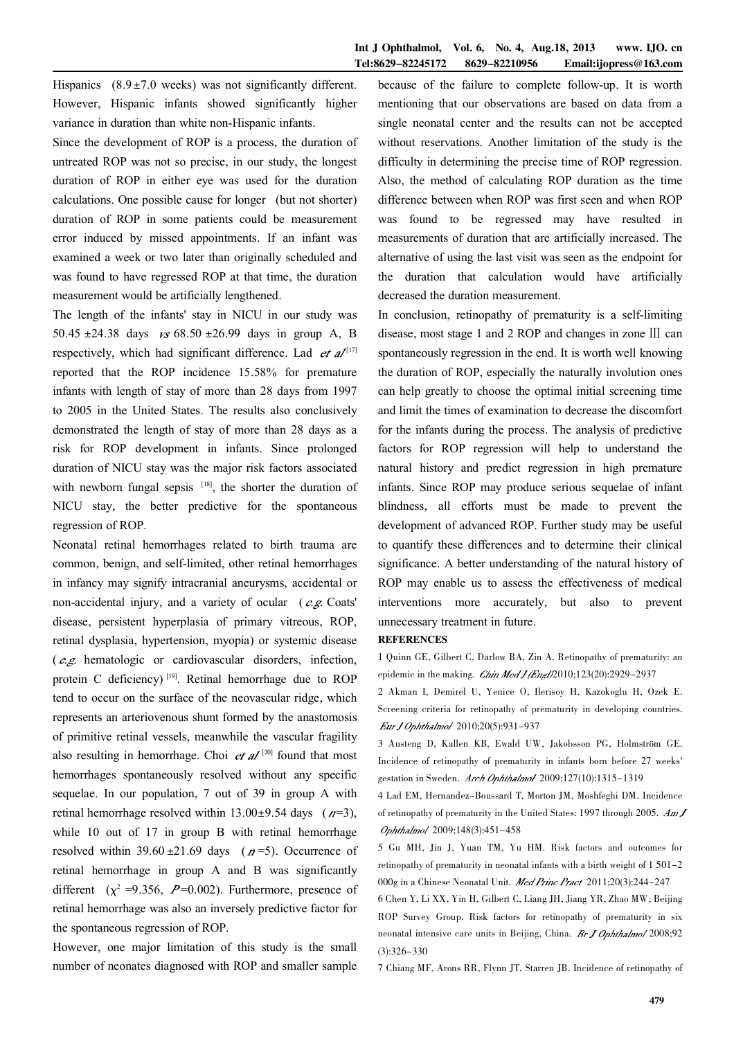Hispanics (8.9±7.0 weeks) was not significantly different. However, Hispanic infants showed significantly higher variance in duration than white non-Hispanic infants.

Since the development of ROP is a process, the duration of untreated ROP was not so precise, in our study, the longest duration of ROP in either eye was used for the duration calculations. One possible cause for longer (but not shorter) duration of ROP in some patients could be measurement error induced by missed appointments. If an infant was examined a week or two later than originally scheduled and was found to have regressed ROP at that time, the duration measurement would be artificially lengthened.

The length of the infants' stay in NICU in our study was 50.45±24.38 days *vs* 68.50±26.99 days in group A, B respectively, which had significant difference. Lad *et al*[17] reported that the ROP incidence 15.58% for premature infants with length of stay of more than 28 days from 1997 to 2005 in the United States. The results also conclusively demonstrated the length of stay of more than 28 days as a risk for ROP development in infants. Since prolonged duration of NICU stay was the major risk factors associated with newborn fungal sepsis [18], the shorter the duration of NICU stay, the better predictive for the spontaneous regression of ROP.

Neonatal retinal hemorrhages related to birth trauma are common, benign, and self-limited, other retinal hemorrhages in infancy may signify intracranial aneurysms, accidental or non-accidental injury, and a variety of ocular (*e.g.* Coats' disease, persistent hyperplasia of primary vitreous, ROP, retinal dysplasia, hypertension, myopia) or systemic disease (*e.g.* hematologic or cardiovascular disorders, infection, protein C deficiency) [19]. Retinal hemorrhage due to ROP tend to occur on the surface of the neovascular ridge, which represents an arteriovenous shunt formed by the anastomosis of primitive retinal vessels, meanwhile the vascular fragility also resulting in hemorrhage. Choi *et al* [20] found that most hemorrhages spontaneously resolved without any specific sequelae. In our population, 7 out of 39 in group A with retinal hemorrhage resolved within 13.00±9.54 days ($n$=3), while 10 out of 17 in group B with retinal hemorrhage resolved within 39.60±21.69 days ($n$=5). Occurrence of retinal hemorrhage in group A and B was significantly different ($\chi^2$=9.356, $P$=0.002). Furthermore, presence of retinal hemorrhage was also an inversely predictive factor for the spontaneous regression of ROP.

However, one major limitation of this study is the small number of neonates diagnosed with ROP and smaller sample because of the failure to complete follow-up. It is worth mentioning that our observations are based on data from a single neonatal center and the results can not be accepted without reservations. Another limitation of the study is the difficulty in determining the precise time of ROP regression. Also, the method of calculating ROP duration as the time difference between when ROP was first seen and when ROP was found to be regressed may have resulted in measurements of duration that are artificially increased. The alternative of using the last visit was seen as the endpoint for the duration that calculation would have artificially decreased the duration measurement.

In conclusion, retinopathy of prematurity is a self-limiting disease, most stage 1 and 2 ROP and changes in zone Ⅲ can spontaneously regression in the end. It is worth well knowing the duration of ROP, especially the naturally involution ones can help greatly to choose the optimal initial screening time and limit the times of examination to decrease the discomfort for the infants during the process. The analysis of predictive factors for ROP regression will help to understand the natural history and predict regression in high premature infants. Since ROP may produce serious sequelae of infant blindness, all efforts must be made to prevent the development of advanced ROP. Further study may be useful to quantify these differences and to determine their clinical significance. A better understanding of the natural history of ROP may enable us to assess the effectiveness of medical interventions more accurately, but also to prevent unnecessary treatment in future.

## REFERENCES

1 Quinn GE, Gilbert C, Darlow BA, Zin A. Retinopathy of prematurity: an epidemic in the making. *Chin Med J (Engl)* 2010;123(20):2929-2937

2 Akman I, Demirel U, Yenice O, Ilerisoy H, Kazokoglu H, Ozek E. Screening criteria for retinopathy of prematurity in developing countries. *Eur J Ophthalmol* 2010;20(5):931-937

3 Austeng D, Kallen KB, Ewald UW, Jakobsson PG, Holmström GE. Incidence of retinopathy of prematurity in infants born before 27 weeks' gestation in Sweden. *Arch Ophthalmol* 2009;127(10):1315-1319

4 Lad EM, Hernandez-Boussard T, Morton JM, Moshfeghi DM. Incidence of retinopathy of prematurity in the United States: 1997 through 2005. *Am J Ophthalmol* 2009;148(3):451-458

5 Gu MH, Jin J, Yuan TM, Yu HM. Risk factors and outcomes for retinopathy of prematurity in neonatal infants with a birth weight of 1 501-2 000g in a Chinese Neonatal Unit. *Med Princ Pract* 2011;20(3):244-247

6 Chen Y, Li XX, Yin H, Gilbert C, Liang JH, Jiang YR, Zhao MW; Beijing ROP Survey Group. Risk factors for retinopathy of prematurity in six neonatal intensive care units in Beijing, China. *Br J Ophthalmol* 2008;92(3):326-330

7 Chiang MF, Arons RR, Flynn JT, Starren JB. Incidence of retinopathy of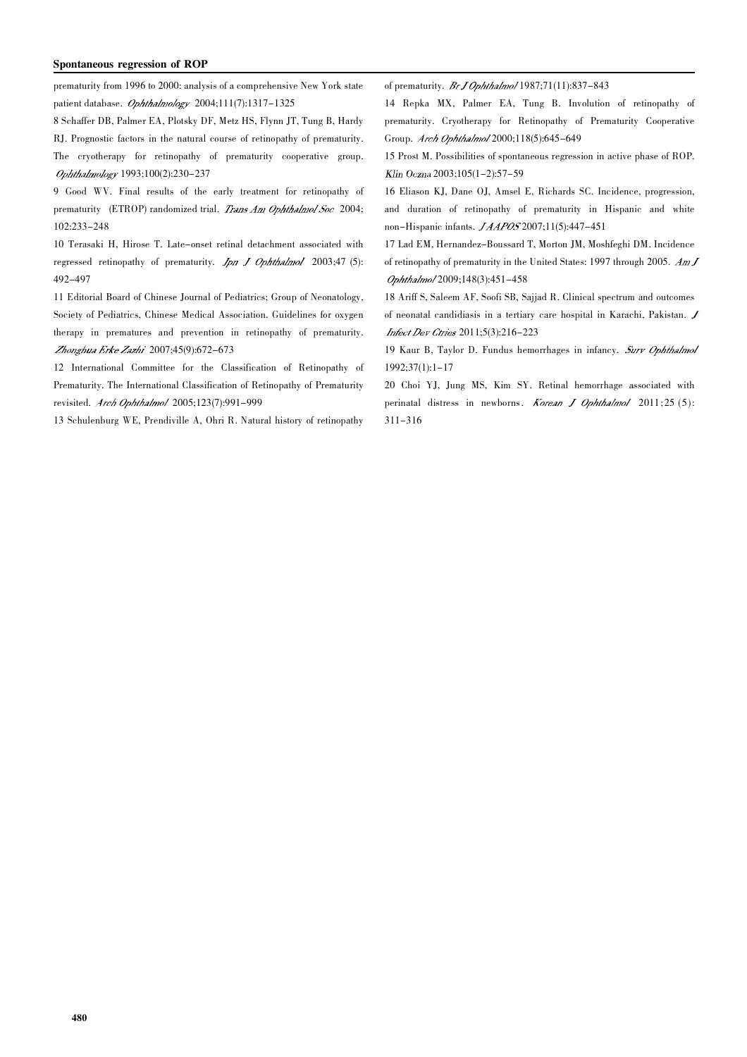prematurity from 1996 to 2000: analysis of a comprehensive New York state patient database. *Ophthalmology* 2004;111(7):1317–1325

8 Schaffer DB, Palmer EA, Plotsky DF, Metz HS, Flynn JT, Tung B, Hardy RJ. Prognostic factors in the natural course of retinopathy of prematurity. The cryotherapy for retinopathy of prematurity cooperative group. *Ophthalmology* 1993;100(2):230–237

9 Good WV. Final results of the early treatment for retinopathy of prematurity (ETROP) randomized trial. *Trans Am Ophthalmol Soc* 2004; 102:233–248

10 Terasaki H, Hirose T. Late–onset retinal detachment associated with regressed retinopathy of prematurity. *Jpn J Ophthalmol* 2003;47 (5): 492–497

11 Editorial Board of Chinese Journal of Pediatrics; Group of Neonatology, Society of Pediatrics, Chinese Medical Association. Guidelines for oxygen therapy in prematures and prevention in retinopathy of prematurity. *Zhonghua Erke Zazhi* 2007;45(9):672–673

12 International Committee for the Classification of Retinopathy of Prematurity. The International Classification of Retinopathy of Prematurity revisited. *Arch Ophthalmol* 2005;123(7):991–999

13 Schulenburg WE, Prendiville A, Ohri R. Natural history of retinopathy of prematurity. *Br J Ophthalmol* 1987;71(11):837–843

14 Repka MX, Palmer EA, Tung B. Involution of retinopathy of prematurity. Cryotherapy for Retinopathy of Prematurity Cooperative Group. *Arch Ophthalmol* 2000;118(5):645–649

15 Prost M. Possibilities of spontaneous regression in active phase of ROP. *Klin Oczna* 2003;105(1–2):57–59

16 Eliason KJ, Dane OJ, Amsel E, Richards SC. Incidence, progression, and duration of retinopathy of prematurity in Hispanic and white non–Hispanic infants. *J AAPOS* 2007;11(5):447–451

17 Lad EM, Hernandez–Boussard T, Morton JM, Moshfeghi DM. Incidence of retinopathy of prematurity in the United States: 1997 through 2005. *Am J Ophthalmol* 2009;148(3):451–458

18 Ariff S, Saleem AF, Soofi SB, Sajjad R. Clinical spectrum and outcomes of neonatal candidiasis in a tertiary care hospital in Karachi, Pakistan. *J Infect Dev Ctries* 2011;5(3):216–223

19 Kaur B, Taylor D. Fundus hemorrhages in infancy. *Surv Ophthalmol* 1992;37(1):1–17

20 Choi YJ, Jung MS, Kim SY. Retinal hemorrhage associated with perinatal distress in newborns. *Korean J Ophthalmol* 2011;25 (5): 311–316